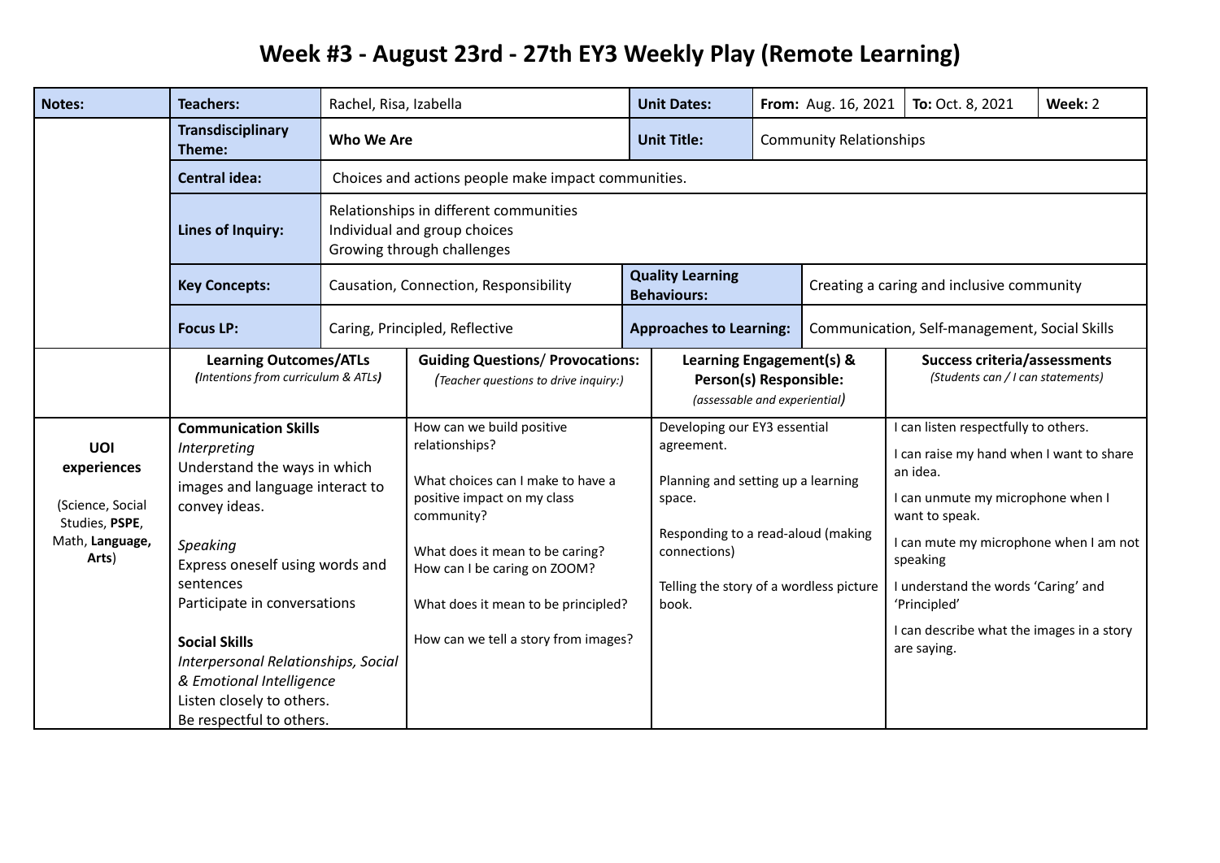# Week #3 - August 23rd - 27th EY3 Weekly Play (Remote Learning)

| **Notes:** | **Teachers:** | Rachel, Risa, Izabella | **Unit Dates:** | **From:** Aug. 16, 2021 | **To:** Oct. 8, 2021 | **Week:** 2 |
|---|---|---|---|---|---|---|
| | **Transdisciplinary Theme:** | **Who We Are** | **Unit Title:** | Community Relationships | | |
| | **Central idea:** | Choices and actions people make impact communities. | | | | |
| | **Lines of Inquiry:** | Relationships in different communities<br>Individual and group choices<br>Growing through challenges | | | | |
| | **Key Concepts:** | Causation, Connection, Responsibility | **Quality Learning Behaviours:** | Creating a caring and inclusive community | | |
| | **Focus LP:** | Caring, Principled, Reflective | **Approaches to Learning:** | Communication, Self-management, Social Skills | | |

| | **Learning Outcomes/ATLs** *(Intentions from curriculum & ATLs)* | **Guiding Questions/ Provocations:** *(Teacher questions to drive inquiry:)* | **Learning Engagement(s) & Person(s) Responsible:** *(assessable and experiential)* | **Success criteria/assessments** *(Students can / I can statements)* |
|---|---|---|---|---|
| **UOI experiences** (Science, Social Studies, **PSPE**, Math, **Language, Arts**) | **Communication Skills**<br>*Interpreting*<br>Understand the ways in which images and language interact to convey ideas.<br><br>*Speaking*<br>Express oneself using words and sentences<br>Participate in conversations<br><br>**Social Skills**<br>*Interpersonal Relationships, Social & Emotional Intelligence*<br>Listen closely to others.<br>Be respectful to others. | How can we build positive relationships?<br><br>What choices can I make to have a positive impact on my class community?<br><br>What does it mean to be caring?<br>How can I be caring on ZOOM?<br><br>What does it mean to be principled?<br><br>How can we tell a story from images? | Developing our EY3 essential agreement.<br><br>Planning and setting up a learning space.<br><br>Responding to a read-aloud (making connections)<br><br>Telling the story of a wordless picture book. | I can listen respectfully to others.<br><br>I can raise my hand when I want to share an idea.<br><br>I can unmute my microphone when I want to speak.<br><br>I can mute my microphone when I am not speaking<br><br>I understand the words 'Caring' and 'Principled'<br><br>I can describe what the images in a story are saying. |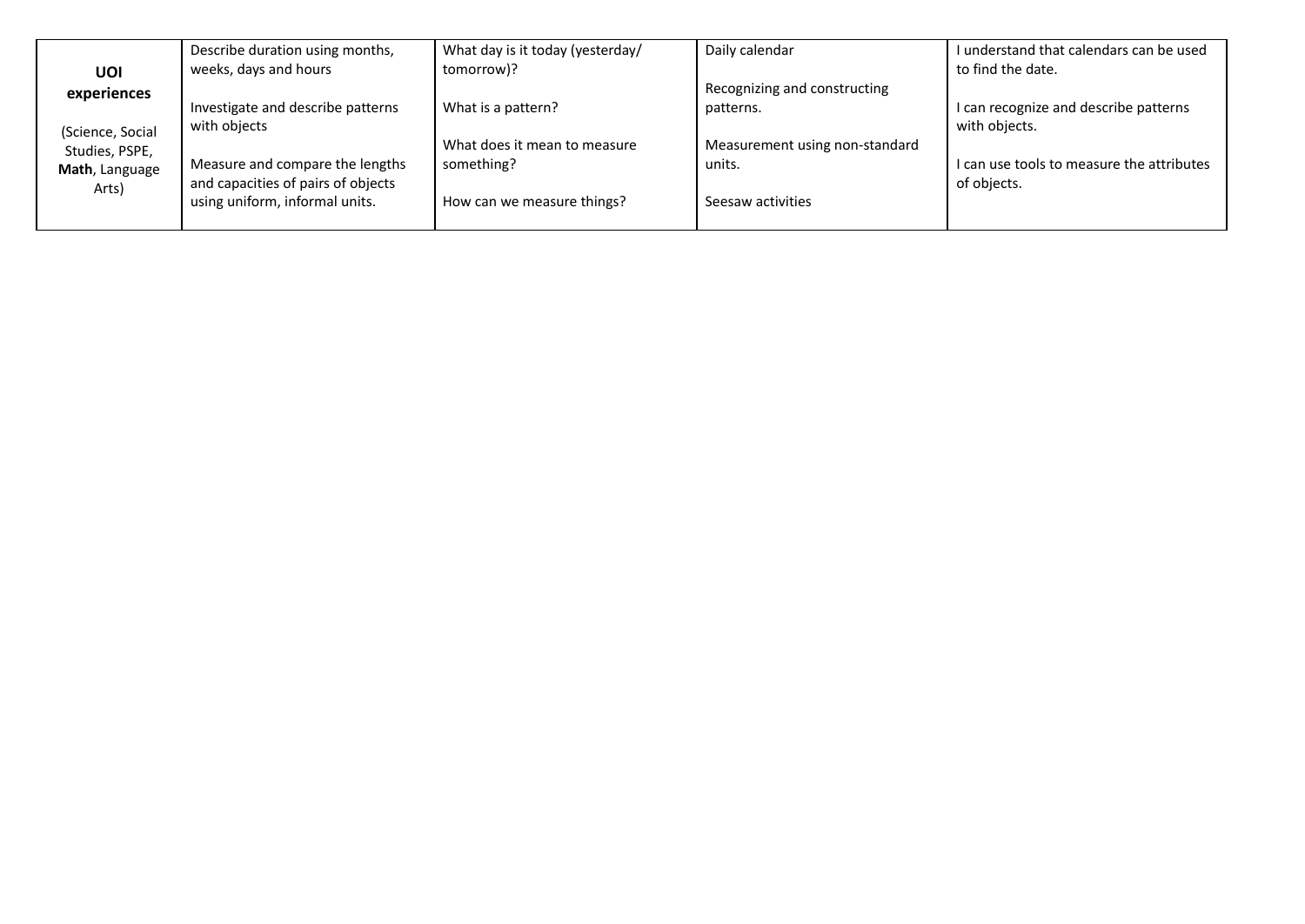| **UOI experiences**<br><br>(Science, Social Studies, PSPE, **Math**, Language Arts) | Describe duration using months, weeks, days and hours<br><br>Investigate and describe patterns with objects<br><br>Measure and compare the lengths and capacities of pairs of objects using uniform, informal units. | What day is it today (yesterday/ tomorrow)?<br><br>What is a pattern?<br><br>What does it mean to measure something?<br><br>How can we measure things? | Daily calendar<br><br>Recognizing and constructing patterns.<br><br>Measurement using non-standard units.<br><br>Seesaw activities | I understand that calendars can be used to find the date.<br><br>I can recognize and describe patterns with objects.<br><br>I can use tools to measure the attributes of objects. |
|---|---|---|---|---|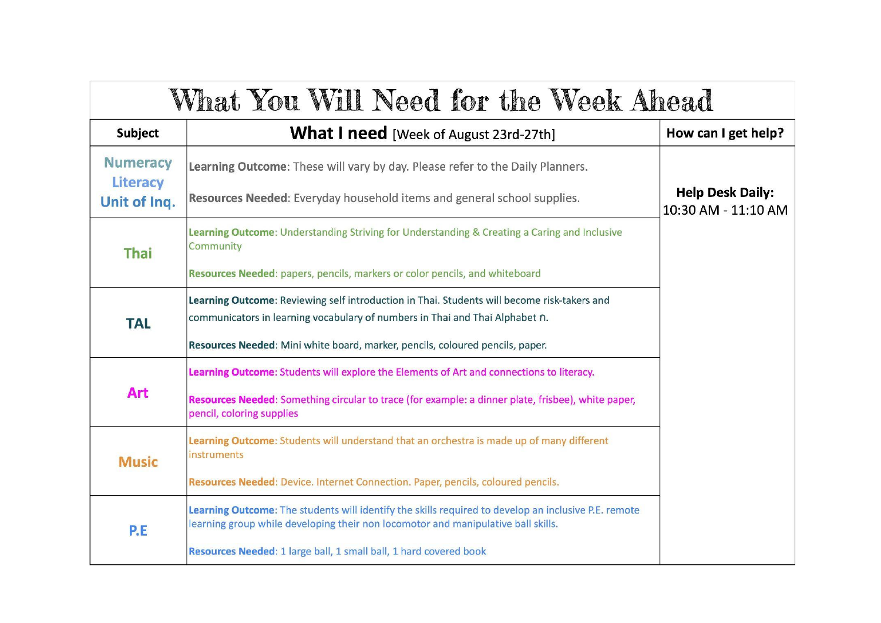# What You Will Need for the Week Ahead

| Subject | What I need [Week of August 23rd-27th] | How can I get help? |
|---|---|---|
| Numeracy<br>Literacy<br>Unit of Inq. | **Learning Outcome**: These will vary by day. Please refer to the Daily Planners.<br><br>**Resources Needed**: Everyday household items and general school supplies. | **Help Desk Daily:**<br>10:30 AM - 11:10 AM |
| Thai | **Learning Outcome**: Understanding Striving for Understanding & Creating a Caring and Inclusive Community<br><br>**Resources Needed**: papers, pencils, markers or color pencils, and whiteboard | |
| TAL | **Learning Outcome**: Reviewing self introduction in Thai. Students will become risk-takers and communicators in learning vocabulary of numbers in Thai and Thai Alphabet ก.<br><br>**Resources Needed**: Mini white board, marker, pencils, coloured pencils, paper. | |
| Art | **Learning Outcome**: Students will explore the Elements of Art and connections to literacy.<br><br>**Resources Needed**: Something circular to trace (for example: a dinner plate, frisbee), white paper, pencil, coloring supplies | |
| Music | **Learning Outcome**: Students will understand that an orchestra is made up of many different instruments<br><br>**Resources Needed**: Device. Internet Connection. Paper, pencils, coloured pencils. | |
| P.E | **Learning Outcome**: The students will identify the skills required to develop an inclusive P.E. remote learning group while developing their non locomotor and manipulative ball skills.<br><br>**Resources Needed**: 1 large ball, 1 small ball, 1 hard covered book | |